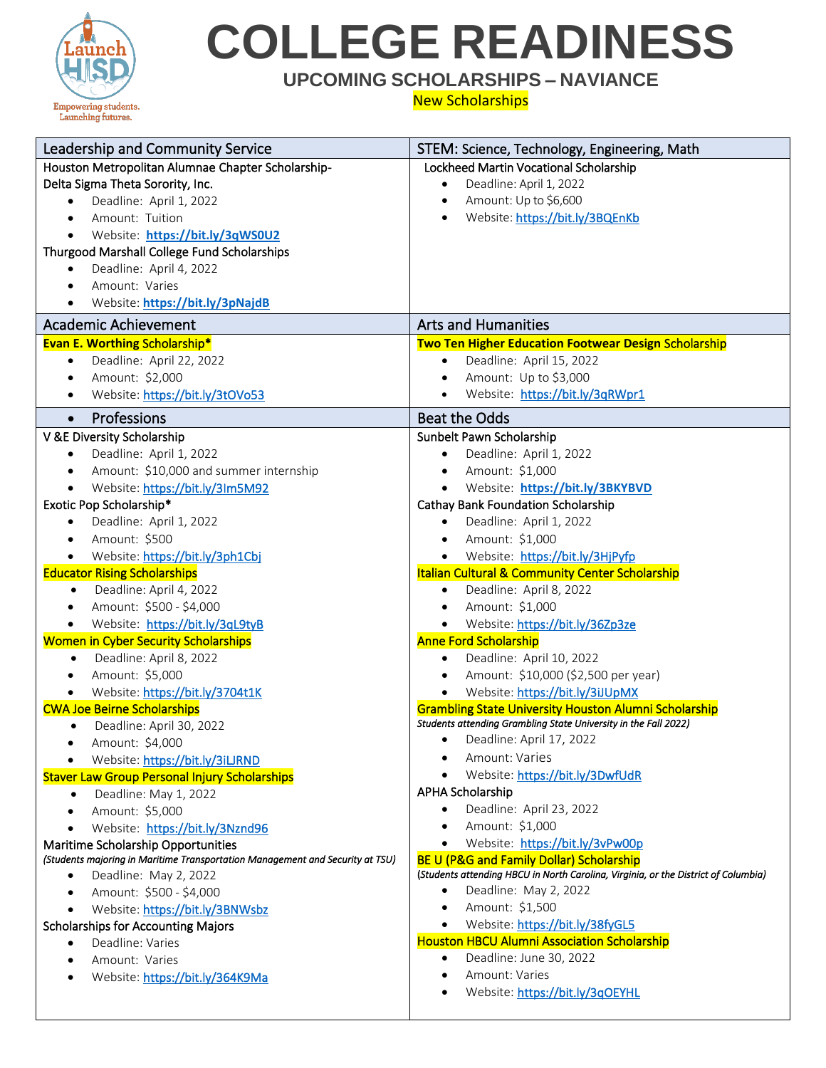# COLLEGE READINESS

## UPCOMING SCHOLARSHIPS – NAVIANCE

New Scholarships

## Leadership and Community Service

Houston Metropolitan Alumnae Chapter Scholarship-
Delta Sigma Theta Sorority, Inc.

- Deadline: April 1, 2022
- Amount: Tuition
- Website: **https://bit.ly/3qWS0U2**

Thurgood Marshall College Fund Scholarships

- Deadline: April 4, 2022
- Amount: Varies
- Website: **https://bit.ly/3pNajdB**

## STEM: Science, Technology, Engineering, Math

Lockheed Martin Vocational Scholarship

- Deadline: April 1, 2022
- Amount: Up to $6,600
- Website: https://bit.ly/3BQEnKb

## Academic Achievement

Evan E. Worthing Scholarship*

- Deadline: April 22, 2022
- Amount: $2,000
- Website: https://bit.ly/3tOVo53

## Arts and Humanities

Two Ten Higher Education Footwear Design Scholarship

- Deadline: April 15, 2022
- Amount: Up to $3,000
- Website: https://bit.ly/3qRWpr1

## Professions

V &E Diversity Scholarship

- Deadline: April 1, 2022
- Amount: $10,000 and summer internship
- Website: https://bit.ly/3Im5M92

Exotic Pop Scholarship*

- Deadline: April 1, 2022
- Amount: $500
- Website: https://bit.ly/3ph1Cbj

Educator Rising Scholarships

- Deadline: April 4, 2022
- Amount: $500 - $4,000
- Website: https://bit.ly/3qL9tyB

Women in Cyber Security Scholarships

- Deadline: April 8, 2022
- Amount: $5,000
- Website: https://bit.ly/3704t1K

CWA Joe Beirne Scholarships

- Deadline: April 30, 2022
- Amount: $4,000
- Website: https://bit.ly/3iLJRND

Staver Law Group Personal Injury Scholarships

- Deadline: May 1, 2022
- Amount: $5,000
- Website: https://bit.ly/3Nznd96

Maritime Scholarship Opportunities
*(Students majoring in Maritime Transportation Management and Security at TSU)*

- Deadline: May 2, 2022
- Amount: $500 - $4,000
- Website: https://bit.ly/3BNWsbz

Scholarships for Accounting Majors

- Deadline: Varies
- Amount: Varies
- Website: https://bit.ly/364K9Ma

## Beat the Odds

Sunbelt Pawn Scholarship

- Deadline: April 1, 2022
- Amount: $1,000
- Website: **https://bit.ly/3BKYBVD**

Cathay Bank Foundation Scholarship

- Deadline: April 1, 2022
- Amount: $1,000
- Website: https://bit.ly/3HjPyfp

Italian Cultural & Community Center Scholarship

- Deadline: April 8, 2022
- Amount: $1,000
- Website: https://bit.ly/36Zp3ze

Anne Ford Scholarship

- Deadline: April 10, 2022
- Amount: $10,000 ($2,500 per year)
- Website: https://bit.ly/3iJUpMX

Grambling State University Houston Alumni Scholarship
*Students attending Grambling State University in the Fall 2022)*

- Deadline: April 17, 2022
- Amount: Varies
- Website: https://bit.ly/3DwfUdR

APHA Scholarship

- Deadline: April 23, 2022
- Amount: $1,000
- Website: https://bit.ly/3vPw00p

BE U (P&G and Family Dollar) Scholarship
*(Students attending HBCU in North Carolina, Virginia, or the District of Columbia)*

- Deadline: May 2, 2022
- Amount: $1,500
- Website: https://bit.ly/38fyGL5

Houston HBCU Alumni Association Scholarship

- Deadline: June 30, 2022
- Amount: Varies
- Website: https://bit.ly/3qOEYHL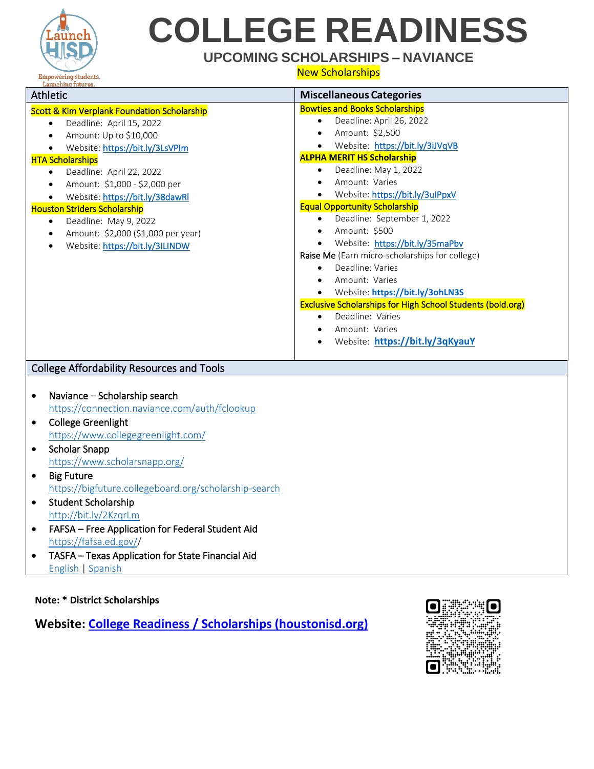# COLLEGE READINESS

## UPCOMING SCHOLARSHIPS – NAVIANCE

New Scholarships

## Athletic

**Scott & Kim Verplank Foundation Scholarship**

- Deadline: April 15, 2022
- Amount: Up to $10,000
- Website: https://bit.ly/3LsVPlm

**HTA Scholarships**

- Deadline: April 22, 2022
- Amount: $1,000 - $2,000 per
- Website: https://bit.ly/38dawRl

**Houston Striders Scholarship**

- Deadline: May 9, 2022
- Amount: $2,000 ($1,000 per year)
- Website: https://bit.ly/3ILINDW

## Miscellaneous Categories

**Bowties and Books Scholarships**

- Deadline: April 26, 2022
- Amount: $2,500
- Website: https://bit.ly/3iJVqVB

**ALPHA MERIT HS Scholarship**

- Deadline: May 1, 2022
- Amount: Varies
- Website: https://bit.ly/3ulPpxV

**Equal Opportunity Scholarship**

- Deadline: September 1, 2022
- Amount: $500
- Website: https://bit.ly/35maPbv

Raise Me (Earn micro-scholarships for college)

- Deadline: Varies
- Amount: Varies
- Website: https://bit.ly/3ohLN3S

**Exclusive Scholarships for High School Students (bold.org)**

- Deadline: Varies
- Amount: Varies
- Website: https://bit.ly/3qKyauY

## College Affordability Resources and Tools

- Naviance – Scholarship search
  https://connection.naviance.com/auth/fclookup
- College Greenlight
  https://www.collegegreenlight.com/
- Scholar Snapp
  https://www.scholarsnapp.org/
- Big Future
  https://bigfuture.collegeboard.org/scholarship-search
- Student Scholarship
  http://bit.ly/2KzqrLm
- FAFSA – Free Application for Federal Student Aid
  https://fafsa.ed.gov//
- TASFA – Texas Application for State Financial Aid
  English | Spanish

**Note: * District Scholarships**

**Website: College Readiness / Scholarships (houstonisd.org)**